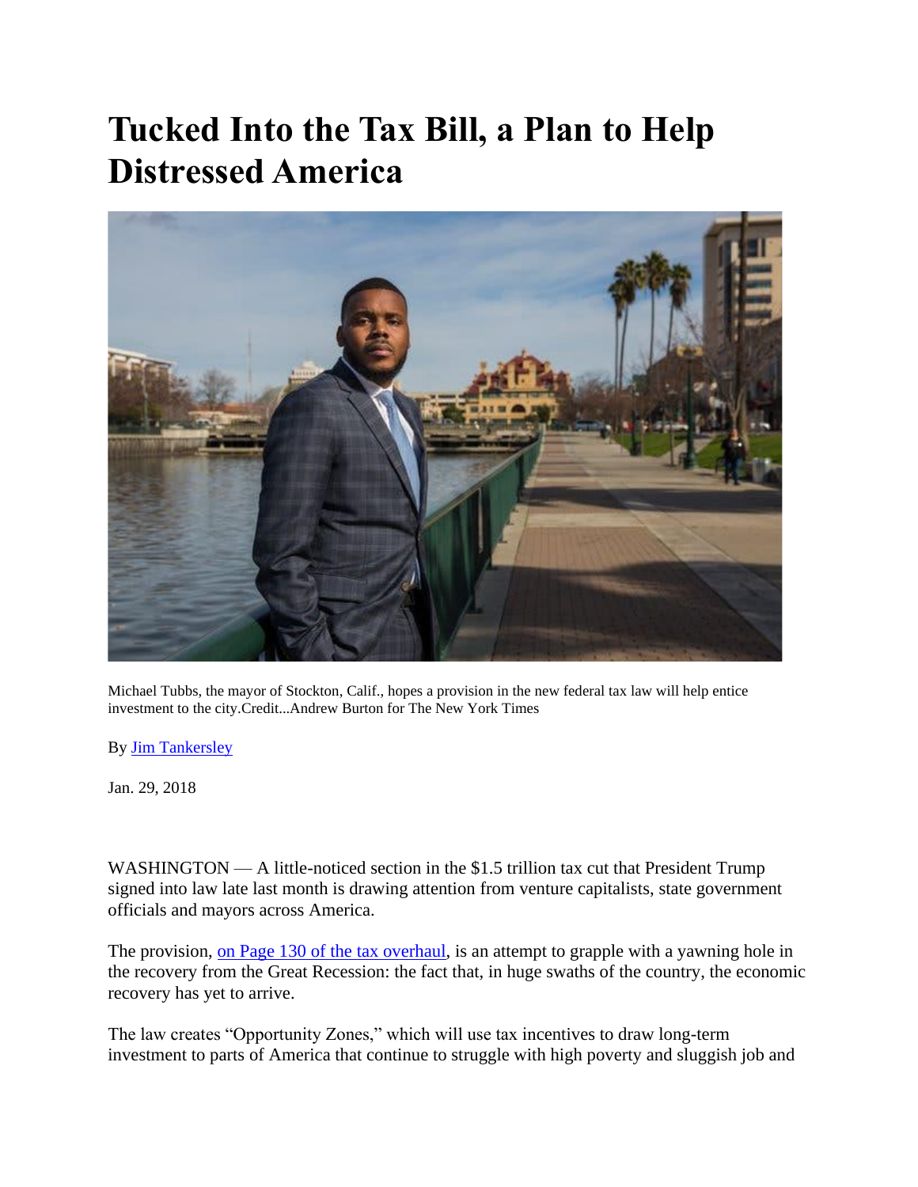# Tucked Into the Tax Bill, a Plan to Help Distressed America

Michael Tubbs, the mayor of Stockton, Calif., hopes a provision in the new federal tax law will help entice investment to the city.Credit...Andrew Burton for The New York Times

By Jim Tankersley

Jan. 29, 2018

WASHINGTON — A little-noticed section in the $1.5 trillion tax cut that President Trump signed into law late last month is drawing attention from venture capitalists, state government officials and mayors across America.

The provision, on Page 130 of the tax overhaul, is an attempt to grapple with a yawning hole in the recovery from the Great Recession: the fact that, in huge swaths of the country, the economic recovery has yet to arrive.

The law creates "Opportunity Zones," which will use tax incentives to draw long-term investment to parts of America that continue to struggle with high poverty and sluggish job and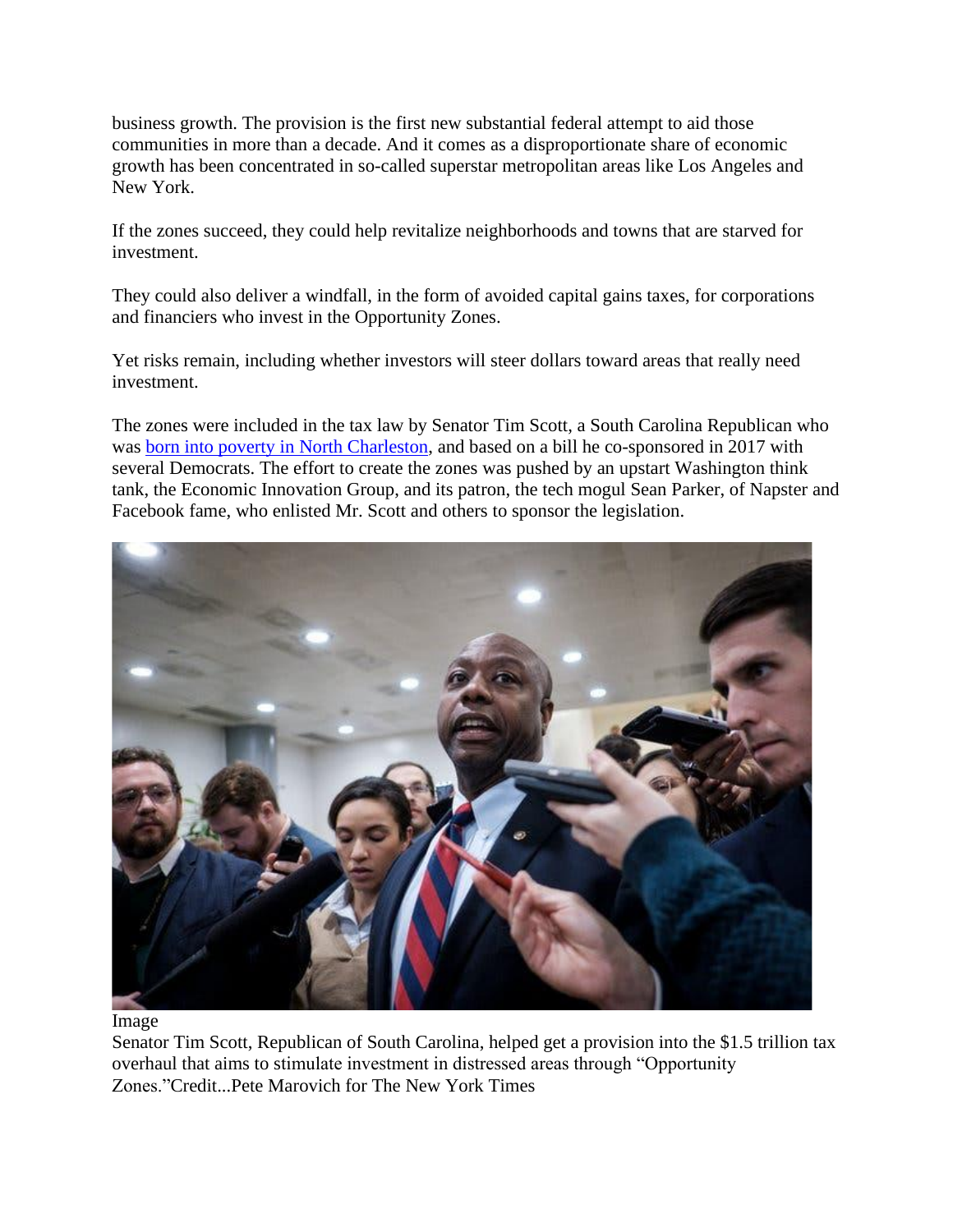business growth. The provision is the first new substantial federal attempt to aid those communities in more than a decade. And it comes as a disproportionate share of economic growth has been concentrated in so-called superstar metropolitan areas like Los Angeles and New York.

If the zones succeed, they could help revitalize neighborhoods and towns that are starved for investment.

They could also deliver a windfall, in the form of avoided capital gains taxes, for corporations and financiers who invest in the Opportunity Zones.

Yet risks remain, including whether investors will steer dollars toward areas that really need investment.

The zones were included in the tax law by Senator Tim Scott, a South Carolina Republican who was [born into poverty in North Charleston](), and based on a bill he co-sponsored in 2017 with several Democrats. The effort to create the zones was pushed by an upstart Washington think tank, the Economic Innovation Group, and its patron, the tech mogul Sean Parker, of Napster and Facebook fame, who enlisted Mr. Scott and others to sponsor the legislation.

Image
Senator Tim Scott, Republican of South Carolina, helped get a provision into the $1.5 trillion tax overhaul that aims to stimulate investment in distressed areas through "Opportunity Zones."Credit...Pete Marovich for The New York Times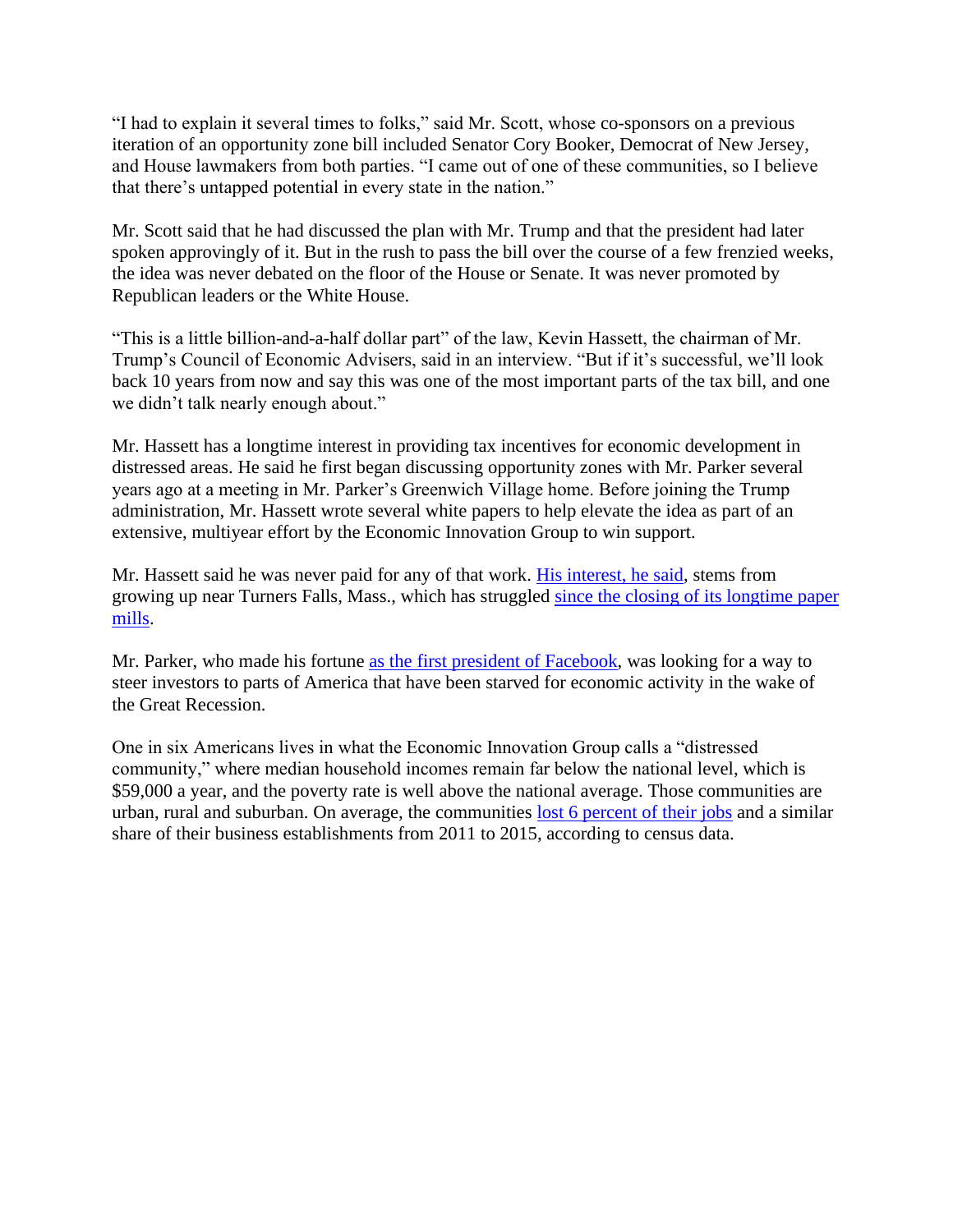"I had to explain it several times to folks," said Mr. Scott, whose co-sponsors on a previous iteration of an opportunity zone bill included Senator Cory Booker, Democrat of New Jersey, and House lawmakers from both parties. "I came out of one of these communities, so I believe that there's untapped potential in every state in the nation."

Mr. Scott said that he had discussed the plan with Mr. Trump and that the president had later spoken approvingly of it. But in the rush to pass the bill over the course of a few frenzied weeks, the idea was never debated on the floor of the House or Senate. It was never promoted by Republican leaders or the White House.

"This is a little billion-and-a-half dollar part" of the law, Kevin Hassett, the chairman of Mr. Trump's Council of Economic Advisers, said in an interview. "But if it's successful, we'll look back 10 years from now and say this was one of the most important parts of the tax bill, and one we didn't talk nearly enough about."

Mr. Hassett has a longtime interest in providing tax incentives for economic development in distressed areas. He said he first began discussing opportunity zones with Mr. Parker several years ago at a meeting in Mr. Parker's Greenwich Village home. Before joining the Trump administration, Mr. Hassett wrote several white papers to help elevate the idea as part of an extensive, multiyear effort by the Economic Innovation Group to win support.

Mr. Hassett said he was never paid for any of that work. His interest, he said, stems from growing up near Turners Falls, Mass., which has struggled since the closing of its longtime paper mills.

Mr. Parker, who made his fortune as the first president of Facebook, was looking for a way to steer investors to parts of America that have been starved for economic activity in the wake of the Great Recession.

One in six Americans lives in what the Economic Innovation Group calls a "distressed community," where median household incomes remain far below the national level, which is $59,000 a year, and the poverty rate is well above the national average. Those communities are urban, rural and suburban. On average, the communities lost 6 percent of their jobs and a similar share of their business establishments from 2011 to 2015, according to census data.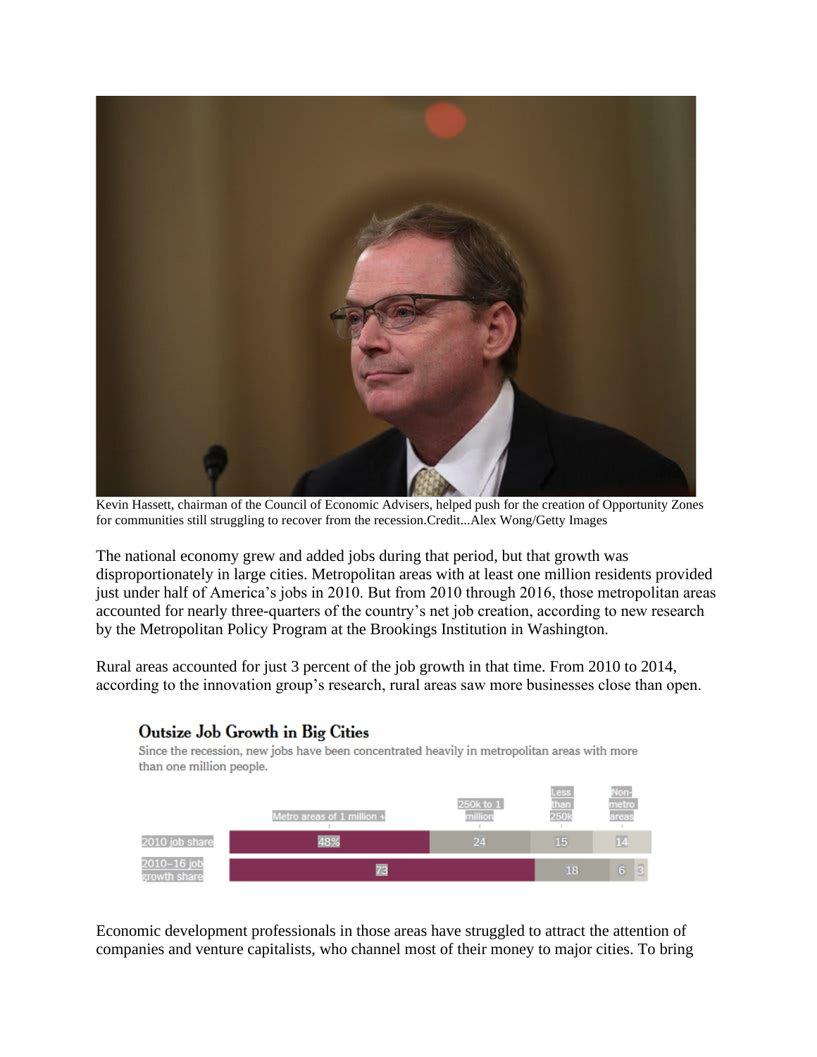Kevin Hassett, chairman of the Council of Economic Advisers, helped push for the creation of Opportunity Zones for communities still struggling to recover from the recession.Credit...Alex Wong/Getty Images

The national economy grew and added jobs during that period, but that growth was disproportionately in large cities. Metropolitan areas with at least one million residents provided just under half of America's jobs in 2010. But from 2010 through 2016, those metropolitan areas accounted for nearly three-quarters of the country's net job creation, according to new research by the Metropolitan Policy Program at the Brookings Institution in Washington.

Rural areas accounted for just 3 percent of the job growth in that time. From 2010 to 2014, according to the innovation group's research, rural areas saw more businesses close than open.

### Outsize Job Growth in Big Cities

Since the recession, new jobs have been concentrated heavily in metropolitan areas with more than one million people.

| | Metro areas of 1 million + | 250k to 1 million | Less than 250k | Non-metro areas |
|---|---|---|---|---|
| 2010 job share | 48% | 24 | 15 | 14 |
| 2010–16 job growth share | 73 | 18 | 6 | 3 |

Economic development professionals in those areas have struggled to attract the attention of companies and venture capitalists, who channel most of their money to major cities. To bring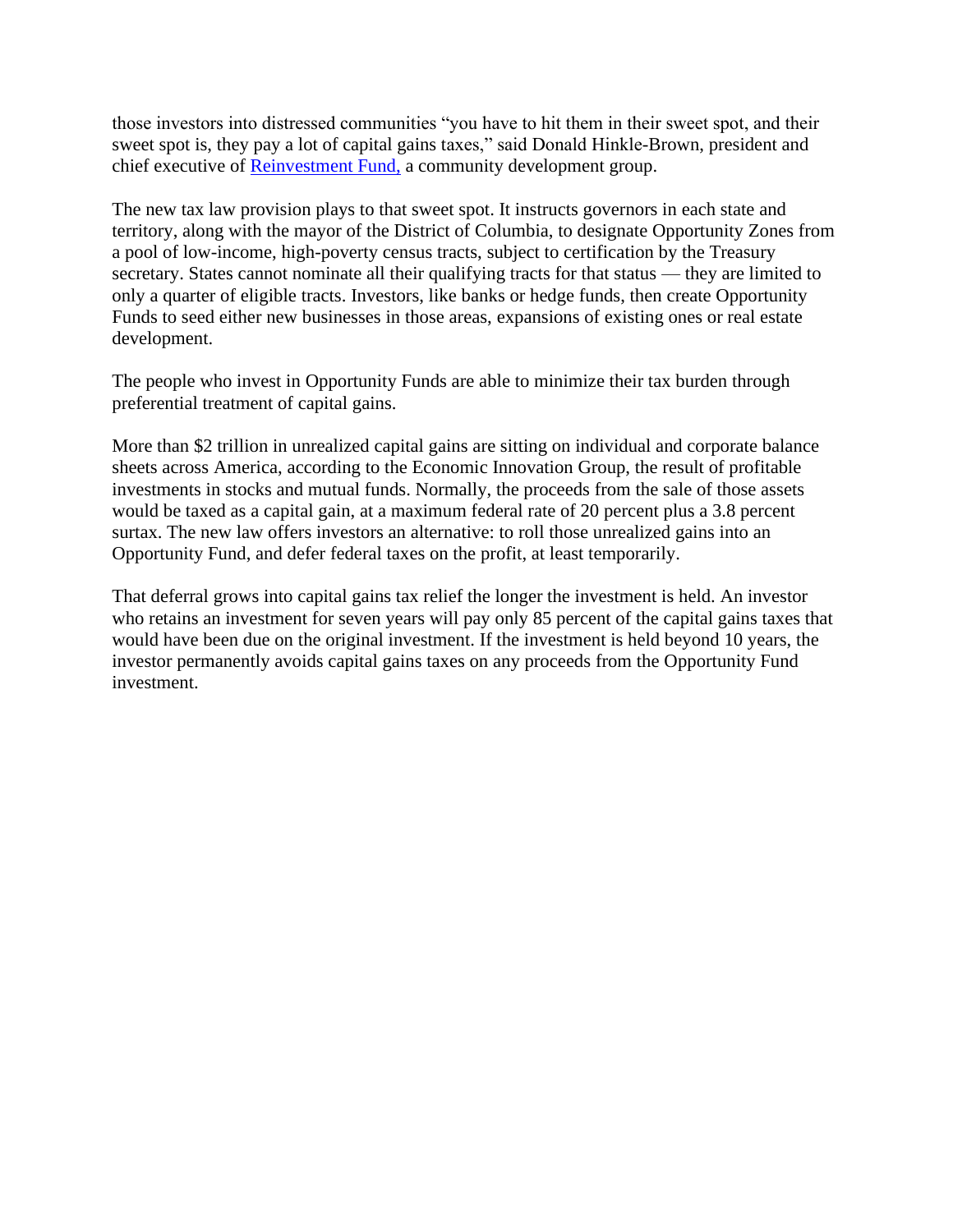those investors into distressed communities "you have to hit them in their sweet spot, and their sweet spot is, they pay a lot of capital gains taxes," said Donald Hinkle-Brown, president and chief executive of Reinvestment Fund, a community development group.

The new tax law provision plays to that sweet spot. It instructs governors in each state and territory, along with the mayor of the District of Columbia, to designate Opportunity Zones from a pool of low-income, high-poverty census tracts, subject to certification by the Treasury secretary. States cannot nominate all their qualifying tracts for that status — they are limited to only a quarter of eligible tracts. Investors, like banks or hedge funds, then create Opportunity Funds to seed either new businesses in those areas, expansions of existing ones or real estate development.

The people who invest in Opportunity Funds are able to minimize their tax burden through preferential treatment of capital gains.

More than $2 trillion in unrealized capital gains are sitting on individual and corporate balance sheets across America, according to the Economic Innovation Group, the result of profitable investments in stocks and mutual funds. Normally, the proceeds from the sale of those assets would be taxed as a capital gain, at a maximum federal rate of 20 percent plus a 3.8 percent surtax. The new law offers investors an alternative: to roll those unrealized gains into an Opportunity Fund, and defer federal taxes on the profit, at least temporarily.

That deferral grows into capital gains tax relief the longer the investment is held. An investor who retains an investment for seven years will pay only 85 percent of the capital gains taxes that would have been due on the original investment. If the investment is held beyond 10 years, the investor permanently avoids capital gains taxes on any proceeds from the Opportunity Fund investment.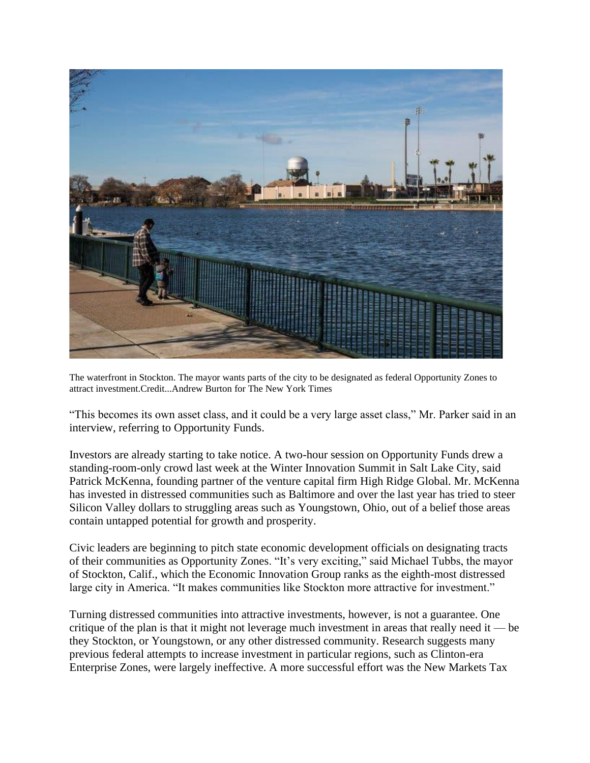The waterfront in Stockton. The mayor wants parts of the city to be designated as federal Opportunity Zones to attract investment.Credit...Andrew Burton for The New York Times

"This becomes its own asset class, and it could be a very large asset class," Mr. Parker said in an interview, referring to Opportunity Funds.

Investors are already starting to take notice. A two-hour session on Opportunity Funds drew a standing-room-only crowd last week at the Winter Innovation Summit in Salt Lake City, said Patrick McKenna, founding partner of the venture capital firm High Ridge Global. Mr. McKenna has invested in distressed communities such as Baltimore and over the last year has tried to steer Silicon Valley dollars to struggling areas such as Youngstown, Ohio, out of a belief those areas contain untapped potential for growth and prosperity.

Civic leaders are beginning to pitch state economic development officials on designating tracts of their communities as Opportunity Zones. "It's very exciting," said Michael Tubbs, the mayor of Stockton, Calif., which the Economic Innovation Group ranks as the eighth-most distressed large city in America. "It makes communities like Stockton more attractive for investment."

Turning distressed communities into attractive investments, however, is not a guarantee. One critique of the plan is that it might not leverage much investment in areas that really need it — be they Stockton, or Youngstown, or any other distressed community. Research suggests many previous federal attempts to increase investment in particular regions, such as Clinton-era Enterprise Zones, were largely ineffective. A more successful effort was the New Markets Tax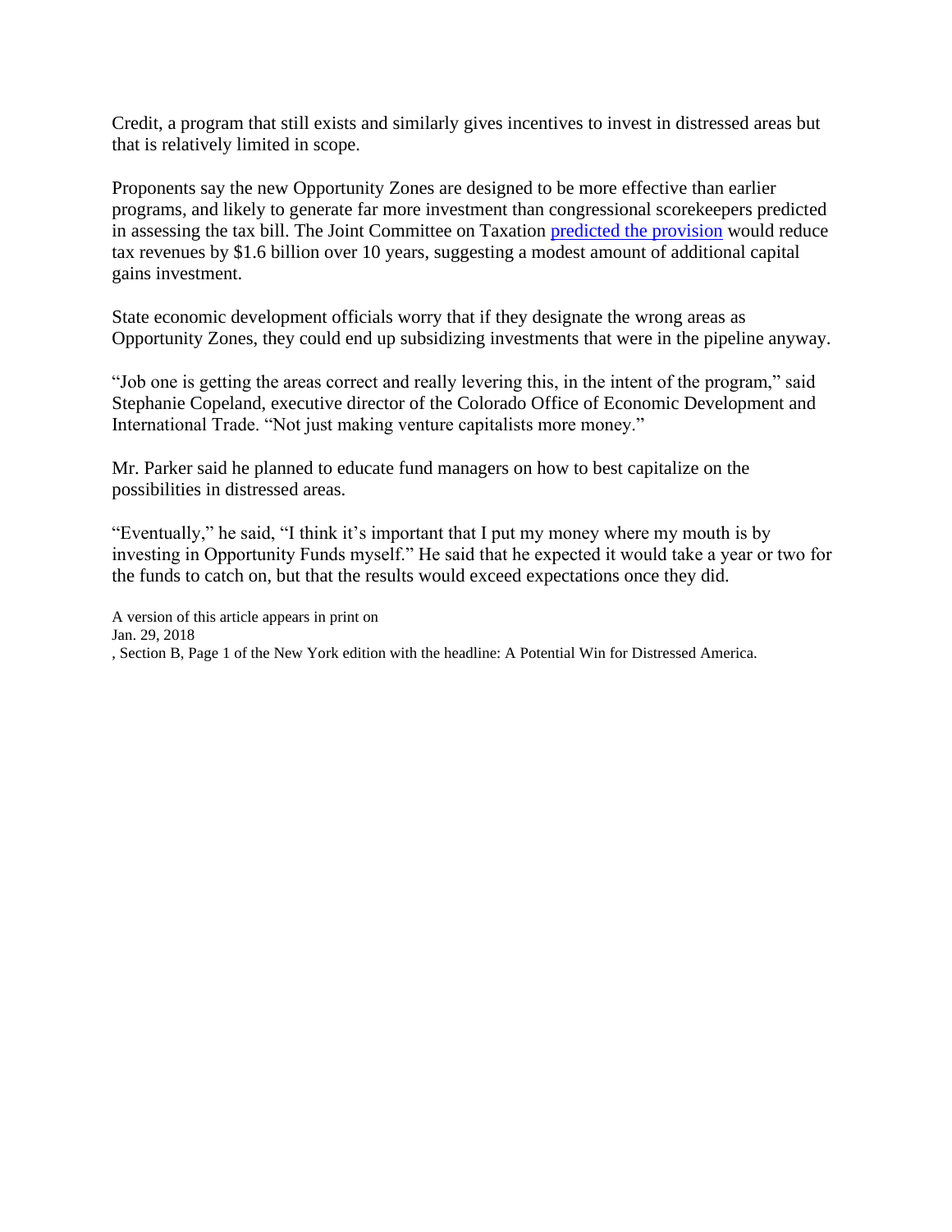Credit, a program that still exists and similarly gives incentives to invest in distressed areas but that is relatively limited in scope.

Proponents say the new Opportunity Zones are designed to be more effective than earlier programs, and likely to generate far more investment than congressional scorekeepers predicted in assessing the tax bill. The Joint Committee on Taxation predicted the provision would reduce tax revenues by $1.6 billion over 10 years, suggesting a modest amount of additional capital gains investment.

State economic development officials worry that if they designate the wrong areas as Opportunity Zones, they could end up subsidizing investments that were in the pipeline anyway.

“Job one is getting the areas correct and really levering this, in the intent of the program,” said Stephanie Copeland, executive director of the Colorado Office of Economic Development and International Trade. “Not just making venture capitalists more money.”

Mr. Parker said he planned to educate fund managers on how to best capitalize on the possibilities in distressed areas.

“Eventually,” he said, “I think it’s important that I put my money where my mouth is by investing in Opportunity Funds myself.” He said that he expected it would take a year or two for the funds to catch on, but that the results would exceed expectations once they did.

A version of this article appears in print on
Jan. 29, 2018
, Section B, Page 1 of the New York edition with the headline: A Potential Win for Distressed America.